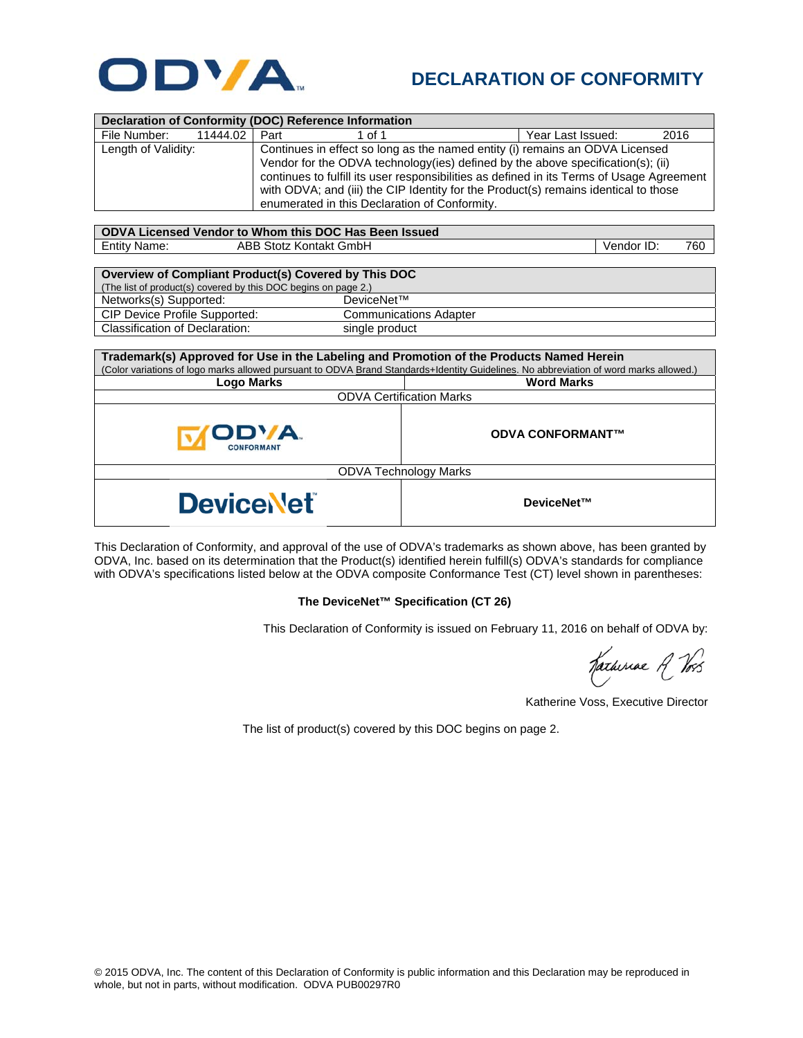# ODVA

## DECLARATION OF CONFORMITY

| Declaration of Conformity (DOC) Reference Information | | | |
|---|---|---|---|
| File Number: 11444.02 | Part 1 of 1 | | Year Last Issued: 2016 |
| Length of Validity: | Continues in effect so long as the named entity (i) remains an ODVA Licensed Vendor for the ODVA technology(ies) defined by the above specification(s); (ii) continues to fulfill its user responsibilities as defined in its Terms of Usage Agreement with ODVA; and (iii) the CIP Identity for the Product(s) remains identical to those enumerated in this Declaration of Conformity. | | |

| ODVA Licensed Vendor to Whom this DOC Has Been Issued | | |
|---|---|---|
| Entity Name: | ABB Stotz Kontakt GmbH | Vendor ID: 760 |

| Overview of Compliant Product(s) Covered by This DOC (The list of product(s) covered by this DOC begins on page 2.) | |
|---|---|
| Networks(s) Supported: | DeviceNet™ |
| CIP Device Profile Supported: | Communications Adapter |
| Classification of Declaration: | single product |

| Trademark(s) Approved for Use in the Labeling and Promotion of the Products Named Herein (Color variations of logo marks allowed pursuant to ODVA Brand Standards+Identity Guidelines. No abbreviation of word marks allowed.) | |
|---|---|
| **Logo Marks** | **Word Marks** |
| ODVA Certification Marks | |
| ODVA CONFORMANT | **ODVA CONFORMANT™** |
| ODVA Technology Marks | |
| DeviceNet | **DeviceNet™** |

This Declaration of Conformity, and approval of the use of ODVA's trademarks as shown above, has been granted by ODVA, Inc. based on its determination that the Product(s) identified herein fulfill(s) ODVA's standards for compliance with ODVA's specifications listed below at the ODVA composite Conformance Test (CT) level shown in parentheses:

**The DeviceNet™ Specification (CT 26)**

This Declaration of Conformity is issued on February 11, 2016 on behalf of ODVA by:

Katherine Voss, Executive Director

The list of product(s) covered by this DOC begins on page 2.

© 2015 ODVA, Inc. The content of this Declaration of Conformity is public information and this Declaration may be reproduced in whole, but not in parts, without modification. ODVA PUB00297R0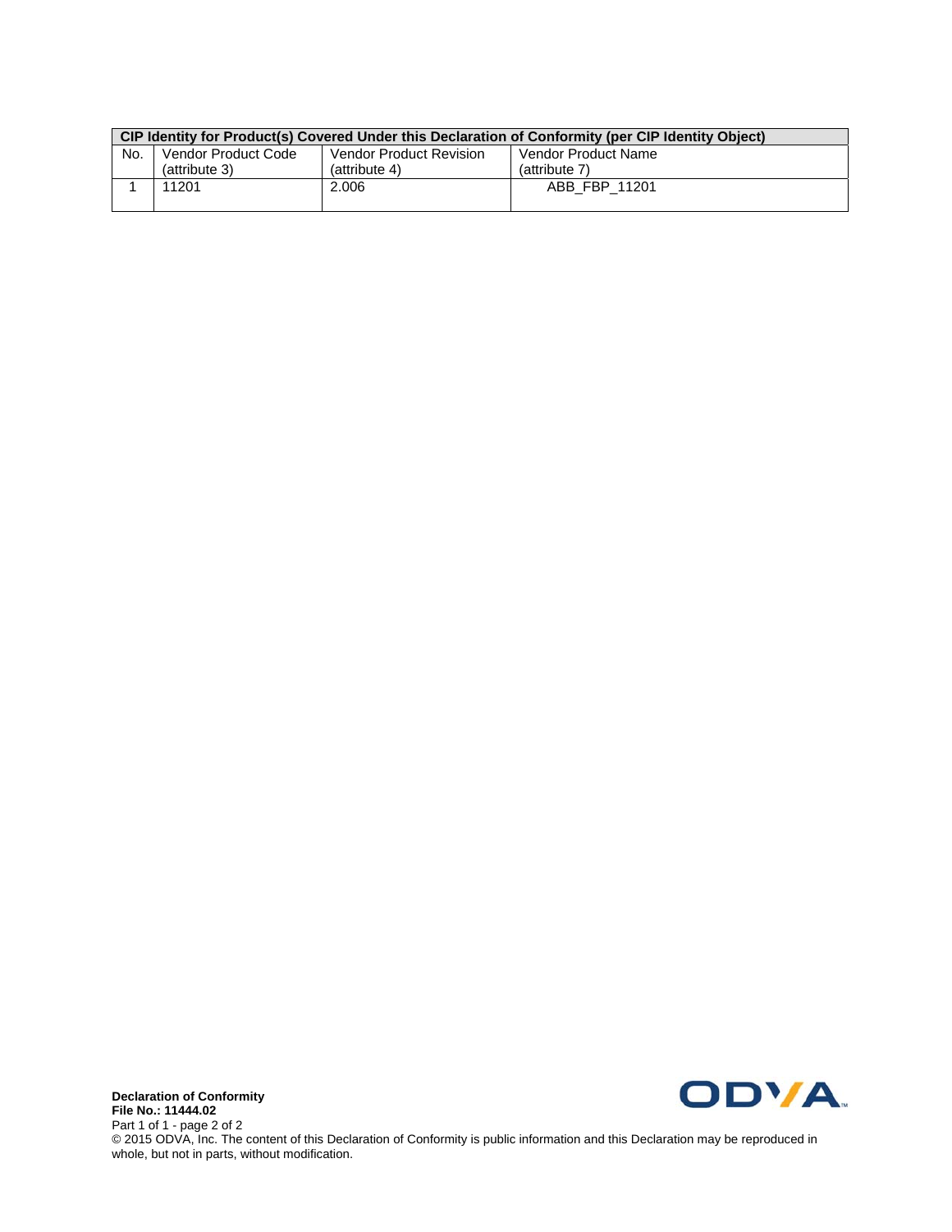| CIP Identity for Product(s) Covered Under this Declaration of Conformity (per CIP Identity Object) | | | |
|---|---|---|---|
| No. | Vendor Product Code (attribute 3) | Vendor Product Revision (attribute 4) | Vendor Product Name (attribute 7) |
| 1 | 11201 | 2.006 | ABB_FBP_11201 |

**Declaration of Conformity**
**File No.: 11444.02**
Part 1 of 1 - page 2 of 2
© 2015 ODVA, Inc. The content of this Declaration of Conformity is public information and this Declaration may be reproduced in whole, but not in parts, without modification.